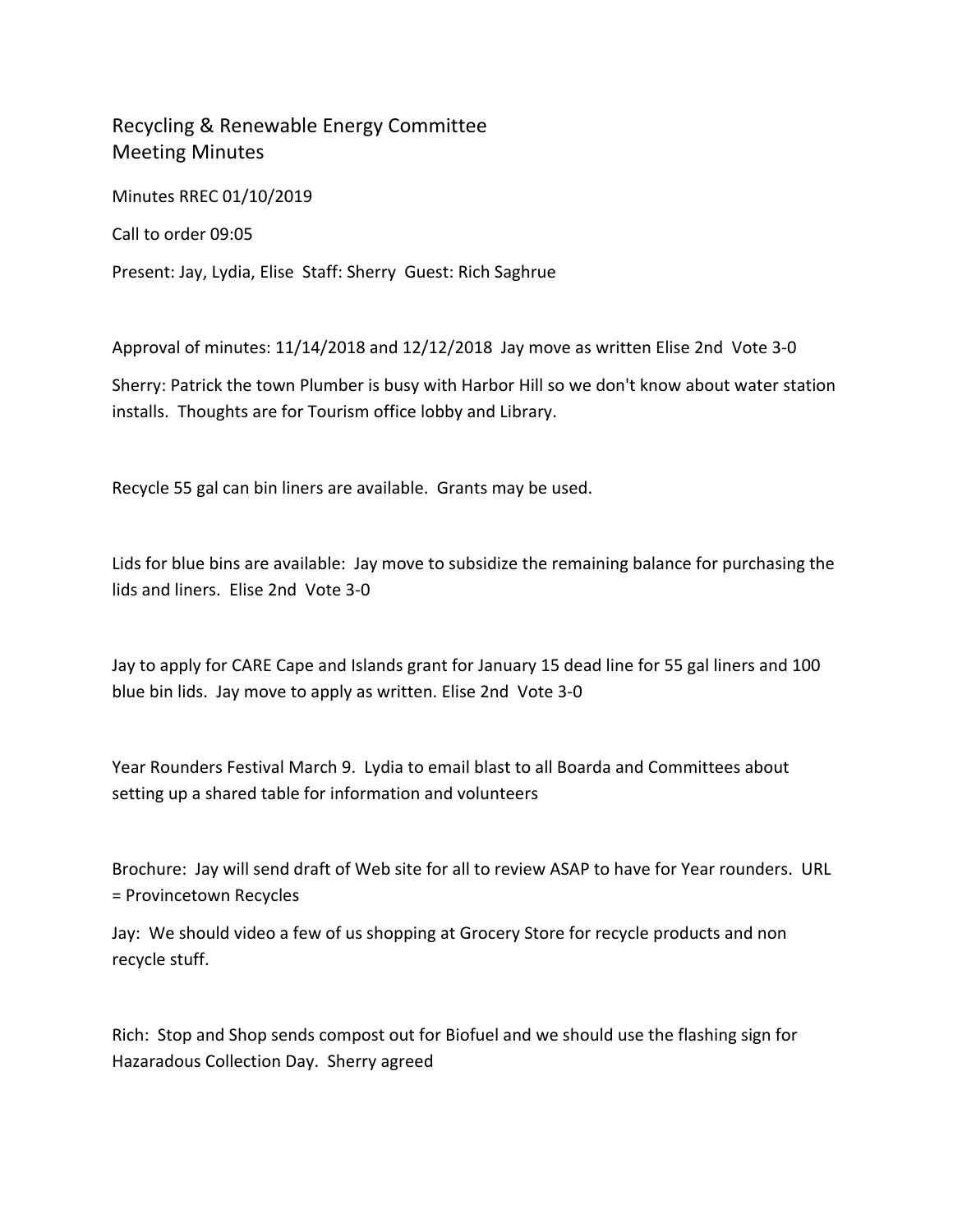# Recycling & Renewable Energy Committee
## Meeting Minutes

Minutes RREC 01/10/2019

Call to order 09:05

Present: Jay, Lydia, Elise Staff: Sherry Guest: Rich Saghrue

Approval of minutes: 11/14/2018 and 12/12/2018 Jay move as written Elise 2nd Vote 3-0

Sherry: Patrick the town Plumber is busy with Harbor Hill so we don't know about water station installs. Thoughts are for Tourism office lobby and Library.

Recycle 55 gal can bin liners are available. Grants may be used.

Lids for blue bins are available: Jay move to subsidize the remaining balance for purchasing the lids and liners. Elise 2nd Vote 3-0

Jay to apply for CARE Cape and Islands grant for January 15 dead line for 55 gal liners and 100 blue bin lids. Jay move to apply as written. Elise 2nd Vote 3-0

Year Rounders Festival March 9. Lydia to email blast to all Boarda and Committees about setting up a shared table for information and volunteers

Brochure: Jay will send draft of Web site for all to review ASAP to have for Year rounders. URL = Provincetown Recycles

Jay: We should video a few of us shopping at Grocery Store for recycle products and non recycle stuff.

Rich: Stop and Shop sends compost out for Biofuel and we should use the flashing sign for Hazaradous Collection Day. Sherry agreed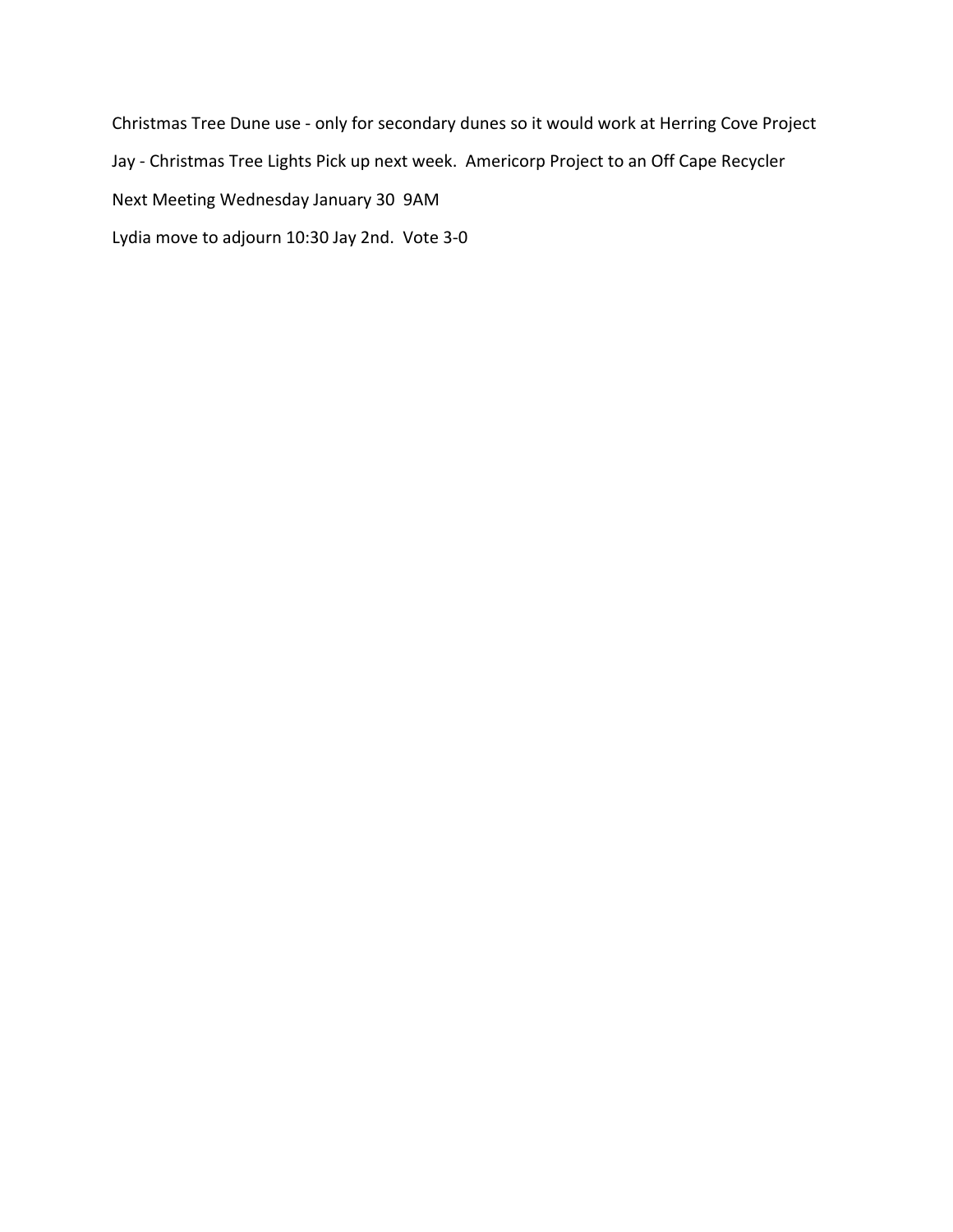Christmas Tree Dune use - only for secondary dunes so it would work at Herring Cove Project

Jay - Christmas Tree Lights Pick up next week. Americorp Project to an Off Cape Recycler

Next Meeting Wednesday January 30 9AM

Lydia move to adjourn 10:30 Jay 2nd. Vote 3-0